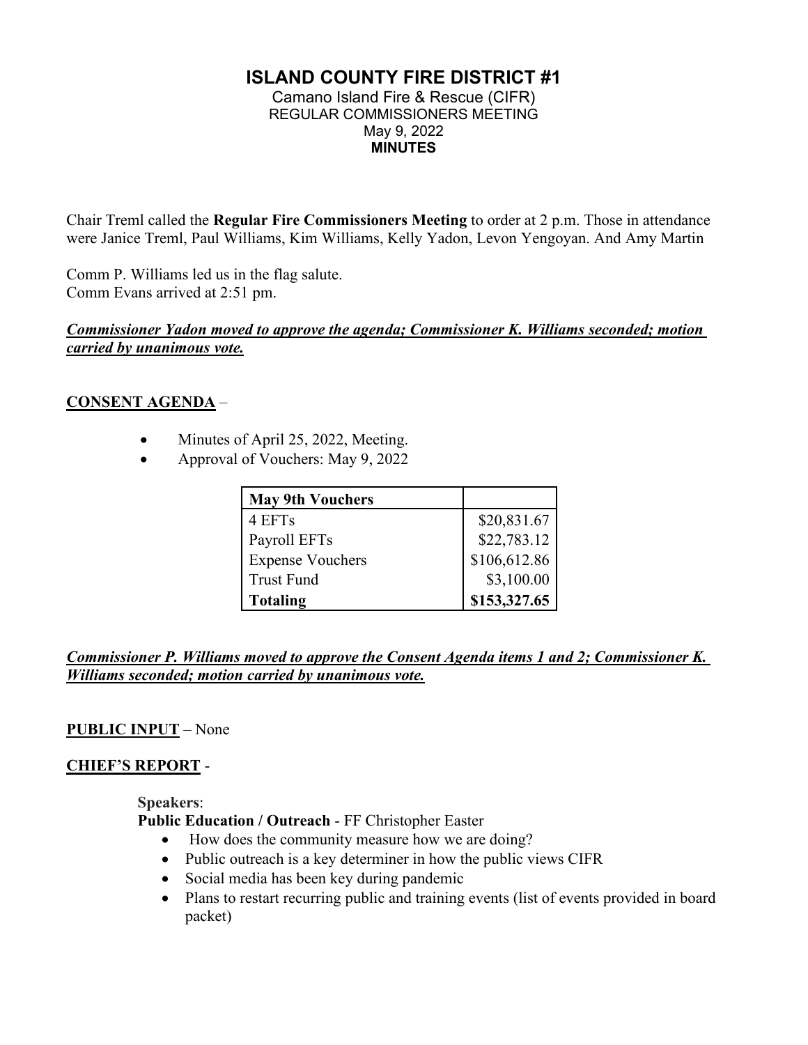# ISLAND COUNTY FIRE DISTRICT #1

Camano Island Fire & Rescue (CIFR)
REGULAR COMMISSIONERS MEETING
May 9, 2022
**MINUTES**

Chair Treml called the **Regular Fire Commissioners Meeting** to order at 2 p.m. Those in attendance were Janice Treml, Paul Williams, Kim Williams, Kelly Yadon, Levon Yengoyan. And Amy Martin

Comm P. Williams led us in the flag salute.
Comm Evans arrived at 2:51 pm.

***Commissioner Yadon moved to approve the agenda; Commissioner K. Williams seconded; motion carried by unanimous vote.***

## CONSENT AGENDA –

- Minutes of April 25, 2022, Meeting.
- Approval of Vouchers: May 9, 2022

| **May 9th Vouchers** | |
|---|---|
| 4 EFTs | $20,831.67 |
| Payroll EFTs | $22,783.12 |
| Expense Vouchers | $106,612.86 |
| Trust Fund | $3,100.00 |
| **Totaling** | **$153,327.65** |

***Commissioner P. Williams moved to approve the Consent Agenda items 1 and 2; Commissioner K. Williams seconded; motion carried by unanimous vote.***

**PUBLIC INPUT** – None

## CHIEF'S REPORT -

**Speakers**:
**Public Education / Outreach** - FF Christopher Easter

- How does the community measure how we are doing?
- Public outreach is a key determiner in how the public views CIFR
- Social media has been key during pandemic
- Plans to restart recurring public and training events (list of events provided in board packet)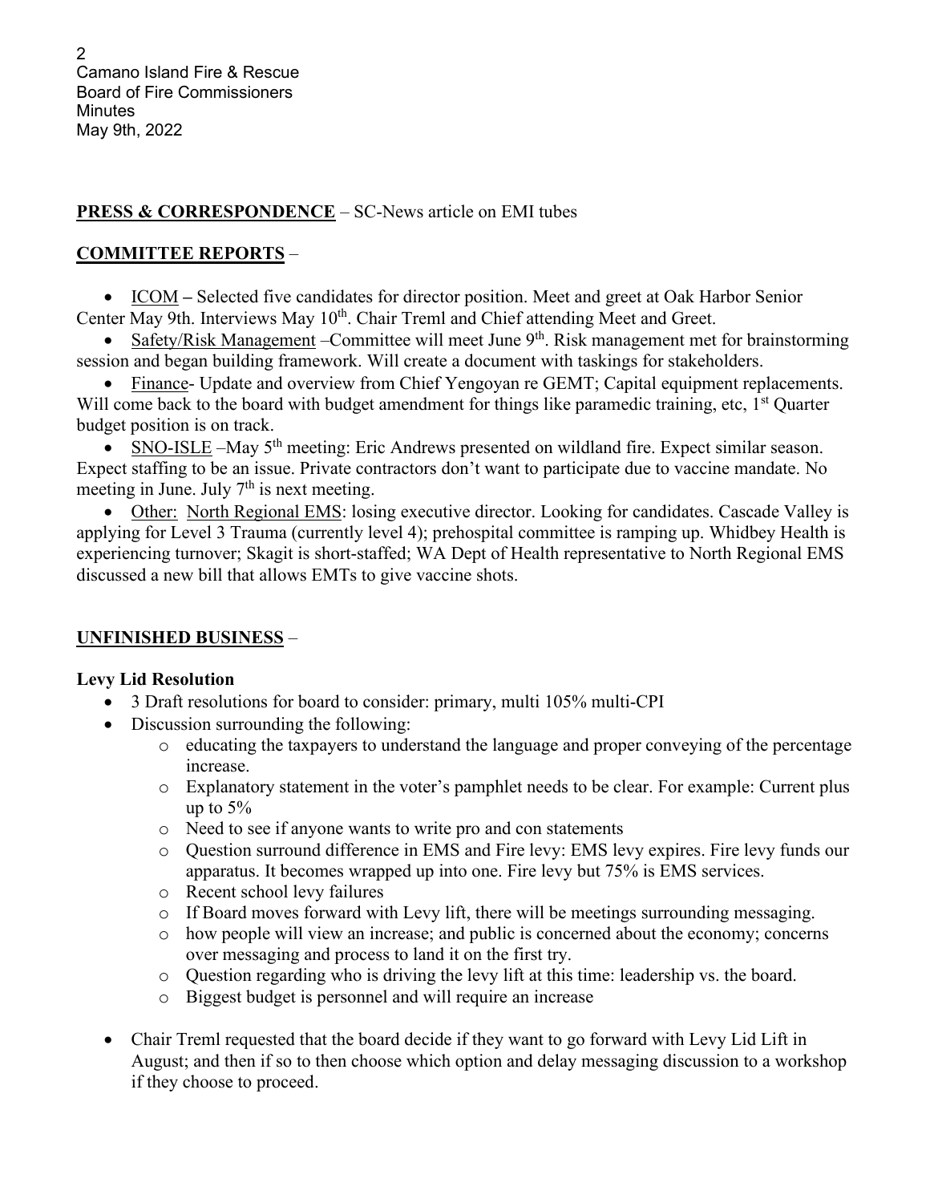**PRESS & CORRESPONDENCE** – SC-News article on EMI tubes

**COMMITTEE REPORTS** –

- ICOM – Selected five candidates for director position. Meet and greet at Oak Harbor Senior Center May 9th. Interviews May 10th. Chair Treml and Chief attending Meet and Greet.
- Safety/Risk Management –Committee will meet June 9th. Risk management met for brainstorming session and began building framework. Will create a document with taskings for stakeholders.
- Finance- Update and overview from Chief Yengoyan re GEMT; Capital equipment replacements. Will come back to the board with budget amendment for things like paramedic training, etc, 1st Quarter budget position is on track.
- SNO-ISLE –May 5th meeting: Eric Andrews presented on wildland fire. Expect similar season. Expect staffing to be an issue. Private contractors don't want to participate due to vaccine mandate. No meeting in June. July 7th is next meeting.
- Other: North Regional EMS: losing executive director. Looking for candidates. Cascade Valley is applying for Level 3 Trauma (currently level 4); prehospital committee is ramping up. Whidbey Health is experiencing turnover; Skagit is short-staffed; WA Dept of Health representative to North Regional EMS discussed a new bill that allows EMTs to give vaccine shots.

**UNFINISHED BUSINESS** –

**Levy Lid Resolution**

- 3 Draft resolutions for board to consider: primary, multi 105% multi-CPI
- Discussion surrounding the following:
  - educating the taxpayers to understand the language and proper conveying of the percentage increase.
  - Explanatory statement in the voter's pamphlet needs to be clear. For example: Current plus up to 5%
  - Need to see if anyone wants to write pro and con statements
  - Question surround difference in EMS and Fire levy: EMS levy expires. Fire levy funds our apparatus. It becomes wrapped up into one. Fire levy but 75% is EMS services.
  - Recent school levy failures
  - If Board moves forward with Levy lift, there will be meetings surrounding messaging.
  - how people will view an increase; and public is concerned about the economy; concerns over messaging and process to land it on the first try.
  - Question regarding who is driving the levy lift at this time: leadership vs. the board.
  - Biggest budget is personnel and will require an increase
- Chair Treml requested that the board decide if they want to go forward with Levy Lid Lift in August; and then if so to then choose which option and delay messaging discussion to a workshop if they choose to proceed.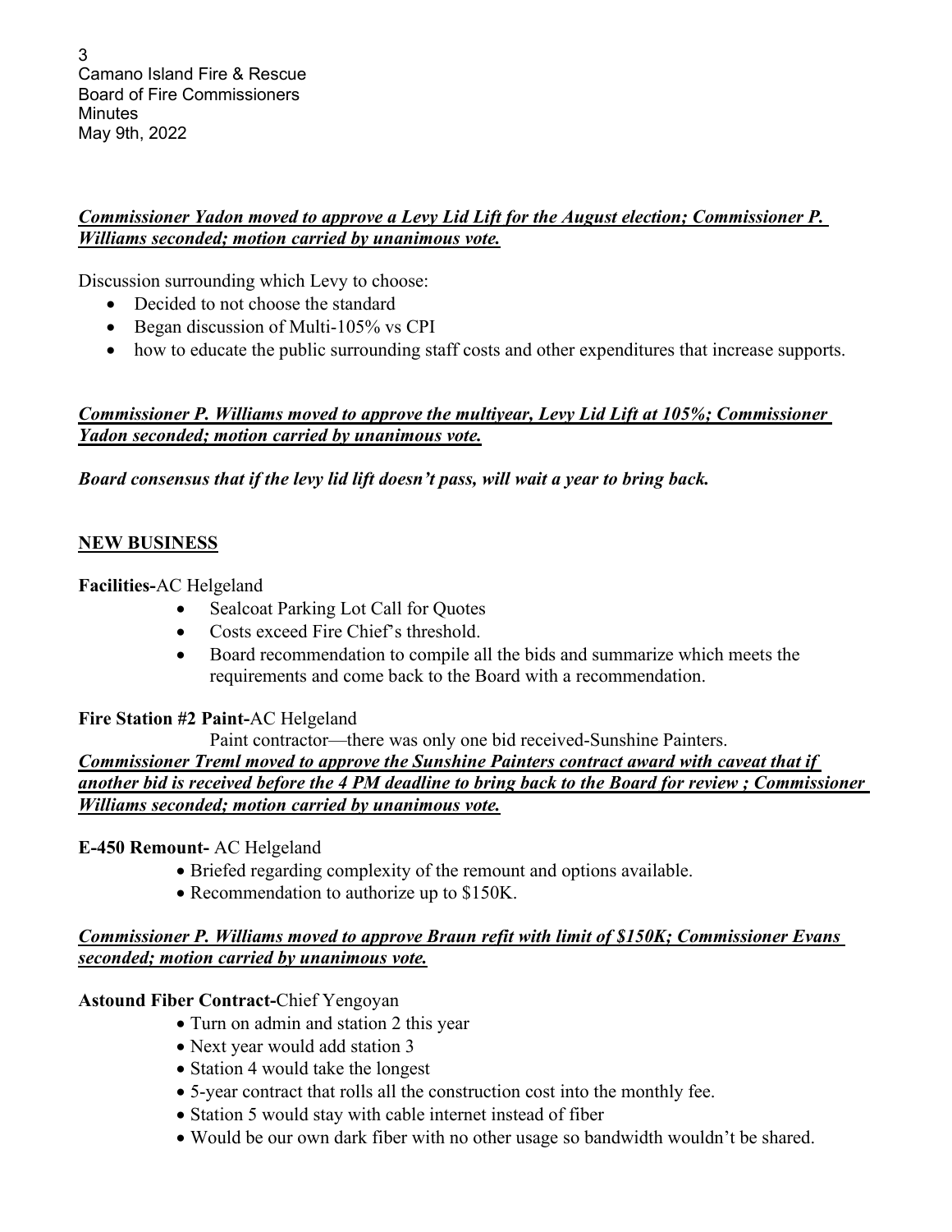***<u>Commissioner Yadon moved to approve a Levy Lid Lift for the August election; Commissioner P. Williams seconded; motion carried by unanimous vote.</u>***

Discussion surrounding which Levy to choose:

- Decided to not choose the standard
- Began discussion of Multi-105% vs CPI
- how to educate the public surrounding staff costs and other expenditures that increase supports.

***<u>Commissioner P. Williams moved to approve the multiyear, Levy Lid Lift at 105%; Commissioner Yadon seconded; motion carried by unanimous vote.</u>***

***Board consensus that if the levy lid lift doesn't pass, will wait a year to bring back.***

## <u>NEW BUSINESS</u>

**Facilities-**AC Helgeland

- Sealcoat Parking Lot Call for Quotes
- Costs exceed Fire Chief's threshold.
- Board recommendation to compile all the bids and summarize which meets the requirements and come back to the Board with a recommendation.

**Fire Station #2 Paint-**AC Helgeland

Paint contractor—there was only one bid received-Sunshine Painters.

***<u>Commissioner Treml moved to approve the Sunshine Painters contract award with caveat that if another bid is received before the 4 PM deadline to bring back to the Board for review ; Commissioner Williams seconded; motion carried by unanimous vote.</u>***

**E-450 Remount-** AC Helgeland

- Briefed regarding complexity of the remount and options available.
- Recommendation to authorize up to $150K.

***<u>Commissioner P. Williams moved to approve Braun refit with limit of $150K; Commissioner Evans seconded; motion carried by unanimous vote.</u>***

**Astound Fiber Contract-**Chief Yengoyan

- Turn on admin and station 2 this year
- Next year would add station 3
- Station 4 would take the longest
- 5-year contract that rolls all the construction cost into the monthly fee.
- Station 5 would stay with cable internet instead of fiber
- Would be our own dark fiber with no other usage so bandwidth wouldn't be shared.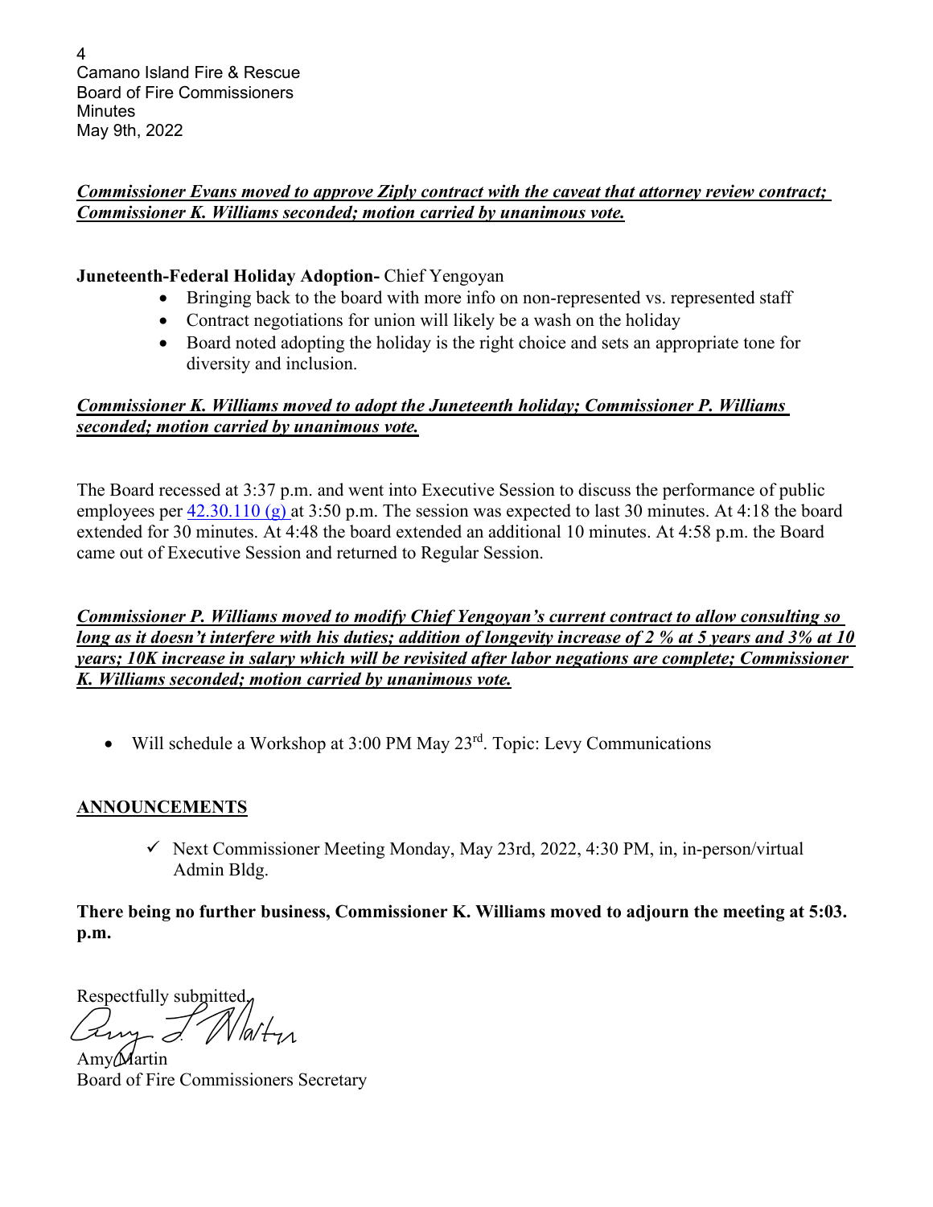***Commissioner Evans moved to approve Ziply contract with the caveat that attorney review contract; Commissioner K. Williams seconded; motion carried by unanimous vote.***

**Juneteenth-Federal Holiday Adoption-** Chief Yengoyan

- Bringing back to the board with more info on non-represented vs. represented staff
- Contract negotiations for union will likely be a wash on the holiday
- Board noted adopting the holiday is the right choice and sets an appropriate tone for diversity and inclusion.

***Commissioner K. Williams moved to adopt the Juneteenth holiday; Commissioner P. Williams seconded; motion carried by unanimous vote.***

The Board recessed at 3:37 p.m. and went into Executive Session to discuss the performance of public employees per 42.30.110 (g) at 3:50 p.m. The session was expected to last 30 minutes. At 4:18 the board extended for 30 minutes. At 4:48 the board extended an additional 10 minutes. At 4:58 p.m. the Board came out of Executive Session and returned to Regular Session.

***Commissioner P. Williams moved to modify Chief Yengoyan's current contract to allow consulting so long as it doesn't interfere with his duties; addition of longevity increase of 2 % at 5 years and 3% at 10 years; 10K increase in salary which will be revisited after labor negations are complete; Commissioner K. Williams seconded; motion carried by unanimous vote.***

- Will schedule a Workshop at 3:00 PM May 23rd. Topic: Levy Communications

## ANNOUNCEMENTS

- ✓ Next Commissioner Meeting Monday, May 23rd, 2022, 4:30 PM, in, in-person/virtual Admin Bldg.

**There being no further business, Commissioner K. Williams moved to adjourn the meeting at 5:03. p.m.**

Respectfully submitted,

Amy Martin
Board of Fire Commissioners Secretary